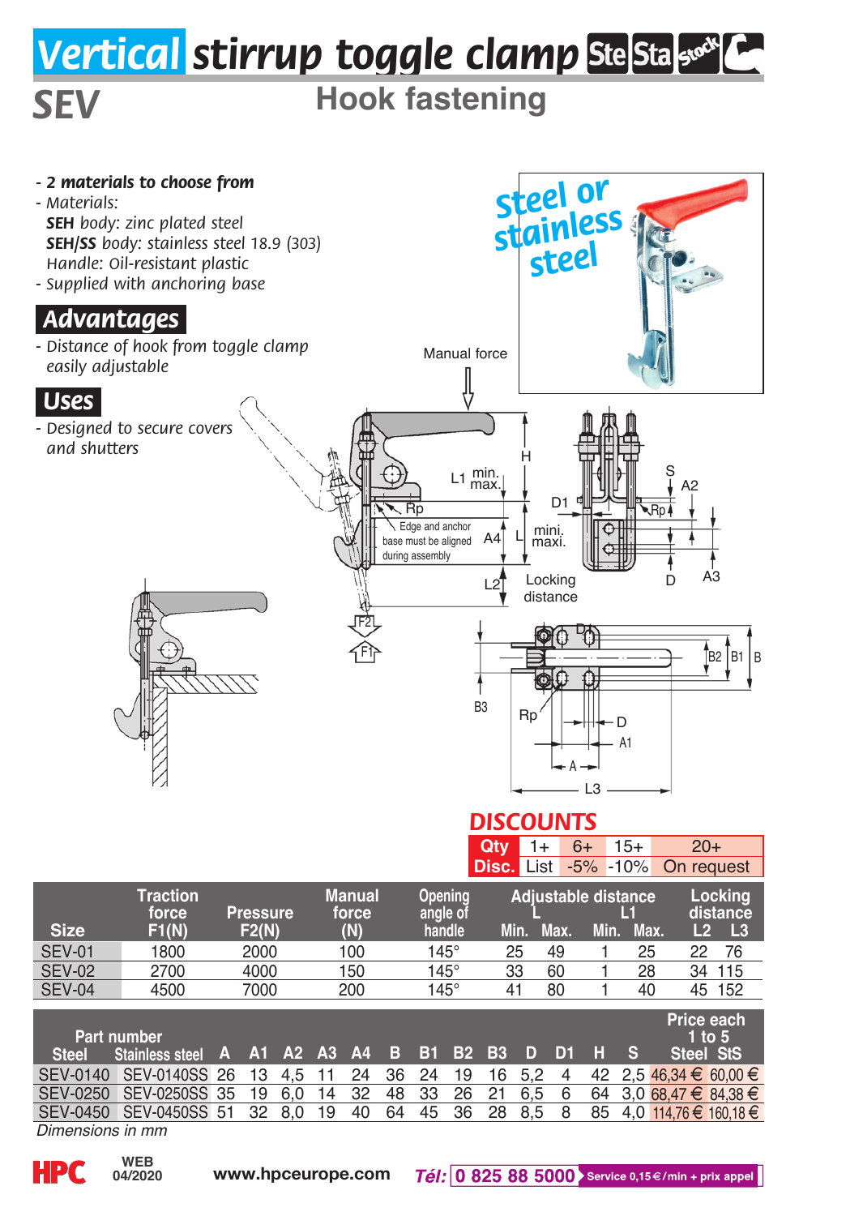# Vertical stirrup toggle clamp

## SEV

## Hook fastening

- **2 materials to choose from**
- Materials:
  **SEH** body: zinc plated steel
  **SEH/SS** body: stainless steel 18.9 (303)
  Handle: Oil-resistant plastic
- Supplied with anchoring base

Steel or stainless steel

## Advantages

- Distance of hook from toggle clamp easily adjustable

## Uses

- Designed to secure covers and shutters

Manual force

Edge and anchor base must be aligned during assembly

Locking distance

## DISCOUNTS

| Qty | 1+ | 6+ | 15+ | 20+ |
|---|---|---|---|---|
| Disc. | List | -5% | -10% | On request |

| Size | Traction force F1(N) | Pressure F2(N) | Manual force (N) | Opening angle of handle | Adjustable distance L Min. | Adjustable distance L Max. | L1 Min. | L1 Max. | Locking distance L2 | Locking distance L3 |
|---|---|---|---|---|---|---|---|---|---|---|
| SEV-01 | 1800 | 2000 | 100 | 145° | 25 | 49 | 1 | 25 | 22 | 76 |
| SEV-02 | 2700 | 4000 | 150 | 145° | 33 | 60 | 1 | 28 | 34 | 115 |
| SEV-04 | 4500 | 7000 | 200 | 145° | 41 | 80 | 1 | 40 | 45 | 152 |

| Part number Steel | Part number Stainless steel | A | A1 | A2 | A3 | A4 | B | B1 | B2 | B3 | D | D1 | H | S | Price each 1 to 5 Steel | Price each 1 to 5 StS |
|---|---|---|---|---|---|---|---|---|---|---|---|---|---|---|---|---|
| SEV-0140 | SEV-0140SS | 26 | 13 | 4,5 | 11 | 24 | 36 | 24 | 19 | 16 | 5,2 | 4 | 42 | 2,5 | 46,34 € | 60,00 € |
| SEV-0250 | SEV-0250SS | 35 | 19 | 6,0 | 14 | 32 | 48 | 33 | 26 | 21 | 6,5 | 6 | 64 | 3,0 | 68,47 € | 84,38 € |
| SEV-0450 | SEV-0450SS | 51 | 32 | 8,0 | 19 | 40 | 64 | 45 | 36 | 28 | 8,5 | 8 | 85 | 4,0 | 114,76 € | 160,18 € |

*Dimensions in mm*

WEB 04/2020 www.hpceurope.com Tél: 0 825 88 5000 Service 0,15 €/min + prix appel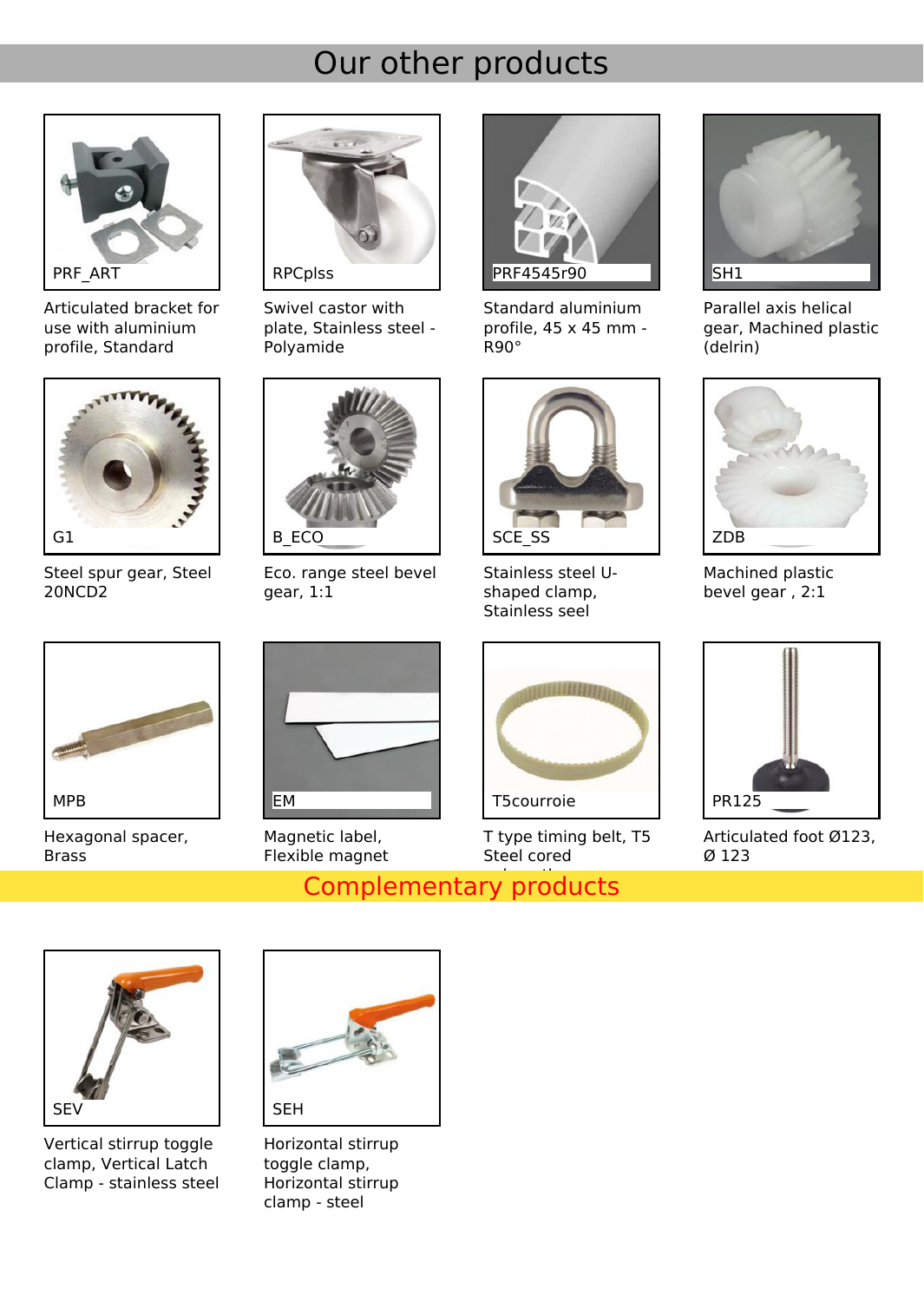# Our other products

PRF_ART

Articulated bracket for use with aluminium profile, Standard

RPCplss

Swivel castor with plate, Stainless steel - Polyamide

PRF4545r90

Standard aluminium profile, 45 x 45 mm - R90°

SH1

Parallel axis helical gear, Machined plastic (delrin)

G1

Steel spur gear, Steel 20NCD2

B_ECO

Eco. range steel bevel gear, 1:1

SCE_SS

Stainless steel U-shaped clamp, Stainless seel

ZDB

Machined plastic bevel gear , 2:1

MPB

Hexagonal spacer, Brass

EM

Magnetic label, Flexible magnet

T5courroie

T type timing belt, T5 Steel cored

PR125

Articulated foot Ø123, Ø 123

# Complementary products

SEV

Vertical stirrup toggle clamp, Vertical Latch Clamp - stainless steel

SEH

Horizontal stirrup toggle clamp, Horizontal stirrup clamp - steel